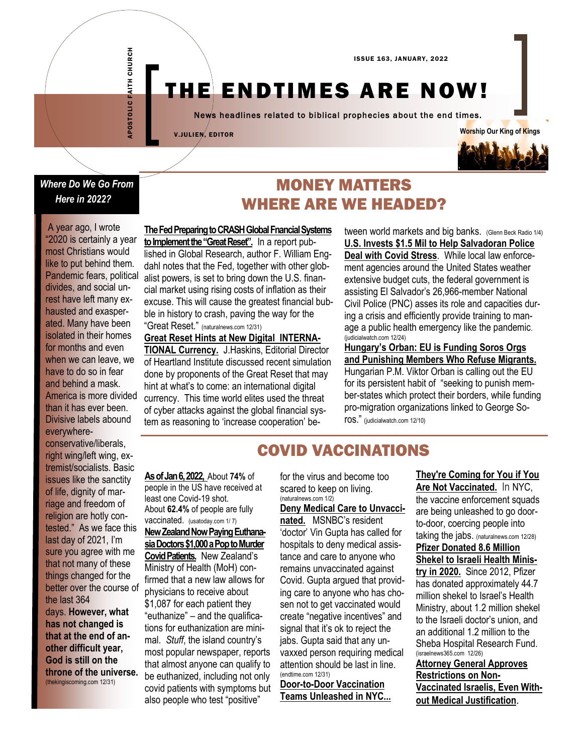APOSTOLIC FAITH CHURCH

ISSUE 163, JANUARY, 2022

# THE ENDTIMES ARE NOW!

News headlines related to biblical prophecies about the end times.

V.JULIEN, EDITOR

Worship Our King of Kings

### *Where Do We Go From Here in 2022?*

A year ago, I wrote "2020 is certainly a year most Christians would like to put behind them. Pandemic fears, political divides, and social unrest have left many exhausted and exasperated. Many have been isolated in their homes for months and even when we can leave, we have to do so in fear and behind a mask. America is more divided than it has ever been. Divisive labels abound everywhere-conservative/liberals, right wing/left wing, extremist/socialists. Basic issues like the sanctity of life, dignity of marriage and freedom of religion are hotly contested." As we face this last day of 2021, I'm sure you agree with me that not many of these things changed for the better over the course of the last 364 days. **However, what has not changed is that at the end of another difficult year, God is still on the throne of the universe.** (thekingiscoming.com 12/31)

## MONEY MATTERS WHERE ARE WE HEADED?

**The Fed Preparing to CRASH Global Fnancial Systems to Implement the "Great Reset".** In a report published in Global Research, author F. William Engdahl notes that the Fed, together with other globalist powers, is set to bring down the U.S. financial market using rising costs of inflation as their excuse. This will cause the greatest financial bubble in history to crash, paving the way for the "Great Reset." (naturalnews.com 12/31)

**Great Reset Hints at New Digital INTERNATIONAL Currency.** J.Haskins, Editorial Director of Heartland Institute discussed recent simulation done by proponents of the Great Reset that may hint at what's to come: an international digital currency. This time world elites used the threat of cyber attacks against the global financial system as reasoning to 'increase cooperation' between world markets and big banks. (Glenn Beck Radio 1/4)

**U.S. Invests $1.5 Mil to Help Salvadoran Police Deal with Covid Stress**. While local law enforcement agencies around the United States weather extensive budget cuts, the federal government is assisting El Salvador's 26,966-member National Civil Police (PNC) asses its role and capacities during a crisis and efficiently provide training to manage a public health emergency like the pandemic. (judicialwatch.com 12/24)

**Hungary's Orban: EU is Funding Soros Orgs and Punishing Members Who Refuse Migrants.** Hungarian P.M. Viktor Orban is calling out the EU for its persistent habit of "seeking to punish member-states which protect their borders, while funding pro-migration organizations linked to George Soros." (judicialwatch.com 12/10)

## COVID VACCINATIONS

**As of Jan 6, 2022,** About **74%** of people in the US have received at least one Covid-19 shot. About **62.4%** of people are fully vaccinated. (usatoday.com 1/ 7)

**New Zealand Now Paying Euthanasia Doctors $1,000 a Pop to Murder Covid Patients.** New Zealand's Ministry of Health (MoH) confirmed that a new law allows for physicians to receive about $1,087 for each patient they "euthanize" – and the qualifications for euthanization are minimal. *Stuff*, the island country's most popular newspaper, reports that almost anyone can qualify to be euthanized, including not only covid patients with symptoms but also people who test "positive" for the virus and become too scared to keep on living. (naturalnews.com 1/2)

**Deny Medical Care to Unvaccinated.** MSNBC's resident 'doctor' Vin Gupta has called for hospitals to deny medical assistance and care to anyone who remains unvaccinated against Covid. Gupta argued that providing care to anyone who has chosen not to get vaccinated would create "negative incentives" and signal that it's ok to reject the jabs. Gupta said that any unvaxxed person requiring medical attention should be last in line. (endtime.com 12/31)

**Door-to-Door Vaccination Teams Unleashed in NYC... They're Coming for You if You Are Not Vaccinated.** In NYC, the vaccine enforcement squads are being unleashed to go door-to-door, coercing people into taking the jabs. (naturalnews.com 12/28)

**Pfizer Donated 8.6 Million Shekel to Israeli Health Ministry in 2020.** Since 2012, Pfizer has donated approximately 44.7 million shekel to Israel's Health Ministry, about 1.2 million shekel to the Israeli doctor's union, and an additional 1.2 million to the Sheba Hospital Research Fund. (israelnews365.com 12/26)

**Attorney General Approves Restrictions on Non-Vaccinated Israelis, Even Without Medical Justification**.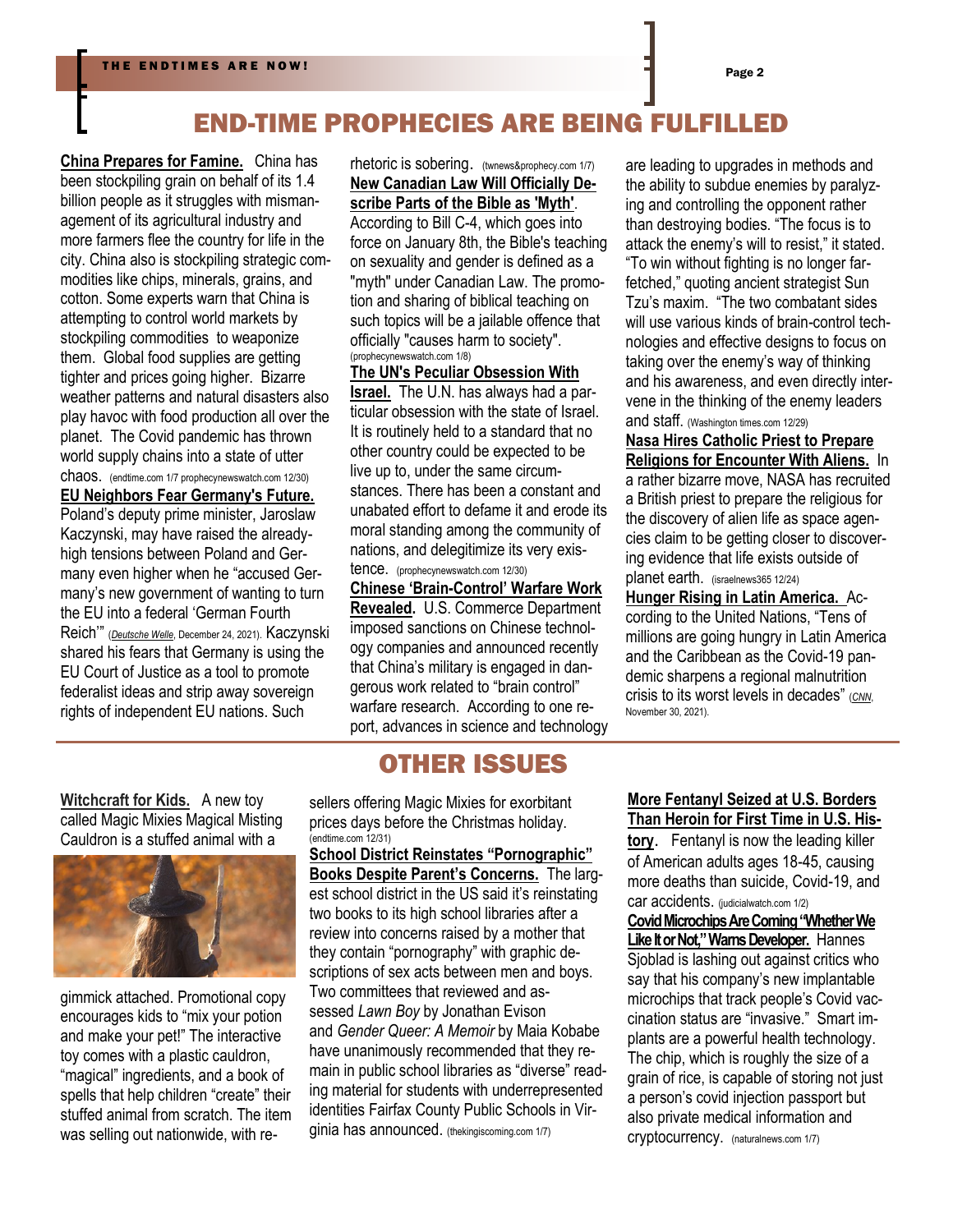# END-TIME PROPHECIES ARE BEING FULFILLED

**China Prepares for Famine.** China has been stockpiling grain on behalf of its 1.4 billion people as it struggles with mismanagement of its agricultural industry and more farmers flee the country for life in the city. China also is stockpiling strategic commodities like chips, minerals, grains, and cotton. Some experts warn that China is attempting to control world markets by stockpiling commodities to weaponize them. Global food supplies are getting tighter and prices going higher. Bizarre weather patterns and natural disasters also play havoc with food production all over the planet. The Covid pandemic has thrown world supply chains into a state of utter chaos. (endtime.com 1/7 prophecynewswatch.com 12/30)

**EU Neighbors Fear Germany's Future.** Poland's deputy prime minister, Jaroslaw Kaczynski, may have raised the already-high tensions between Poland and Germany even higher when he "accused Germany's new government of wanting to turn the EU into a federal 'German Fourth Reich'" (*Deutsche Welle*, December 24, 2021). Kaczynski shared his fears that Germany is using the EU Court of Justice as a tool to promote federalist ideas and strip away sovereign rights of independent EU nations. Such rhetoric is sobering. (twnews&prophecy.com 1/7)

**New Canadian Law Will Officially Describe Parts of the Bible as 'Myth'**. According to Bill C-4, which goes into force on January 8th, the Bible's teaching on sexuality and gender is defined as a "myth" under Canadian Law. The promotion and sharing of biblical teaching on such topics will be a jailable offence that officially "causes harm to society". (prophecynewswatch.com 1/8)

**The UN's Peculiar Obsession With Israel.** The U.N. has always had a particular obsession with the state of Israel. It is routinely held to a standard that no other country could be expected to be live up to, under the same circumstances. There has been a constant and unabated effort to defame it and erode its moral standing among the community of nations, and delegitimize its very existence. (prophecynewswatch.com 12/30)

**Chinese 'Brain-Control' Warfare Work Revealed.** U.S. Commerce Department imposed sanctions on Chinese technology companies and announced recently that China's military is engaged in dangerous work related to "brain control" warfare research. According to one report, advances in science and technology are leading to upgrades in methods and the ability to subdue enemies by paralyzing and controlling the opponent rather than destroying bodies. "The focus is to attack the enemy's will to resist," it stated. "To win without fighting is no longer far-fetched," quoting ancient strategist Sun Tzu's maxim. "The two combatant sides will use various kinds of brain-control technologies and effective designs to focus on taking over the enemy's way of thinking and his awareness, and even directly intervene in the thinking of the enemy leaders and staff. (Washington times.com 12/29)

**Nasa Hires Catholic Priest to Prepare Religions for Encounter With Aliens.** In a rather bizarre move, NASA has recruited a British priest to prepare the religious for the discovery of alien life as space agencies claim to be getting closer to discovering evidence that life exists outside of planet earth. (israelnews365 12/24)

**Hunger Rising in Latin America.** According to the United Nations, "Tens of millions are going hungry in Latin America and the Caribbean as the Covid-19 pandemic sharpens a regional malnutrition crisis to its worst levels in decades" (*CNN*, November 30, 2021).

# OTHER ISSUES

**Witchcraft for Kids.** A new toy called Magic Mixies Magical Misting Cauldron is a stuffed animal with a gimmick attached. Promotional copy encourages kids to "mix your potion and make your pet!" The interactive toy comes with a plastic cauldron, "magical" ingredients, and a book of spells that help children "create" their stuffed animal from scratch. The item was selling out nationwide, with resellers offering Magic Mixies for exorbitant prices days before the Christmas holiday. (endtime.com 12/31)

**School District Reinstates "Pornographic" Books Despite Parent's Concerns.** The largest school district in the US said it's reinstating two books to its high school libraries after a review into concerns raised by a mother that they contain "pornography" with graphic descriptions of sex acts between men and boys. Two committees that reviewed and assessed *Lawn Boy* by Jonathan Evison and *Gender Queer: A Memoir* by Maia Kobabe have unanimously recommended that they remain in public school libraries as "diverse" reading material for students with underrepresented identities Fairfax County Public Schools in Virginia has announced. (thekingiscoming.com 1/7)

**More Fentanyl Seized at U.S. Borders Than Heroin for First Time in U.S. History**. Fentanyl is now the leading killer of American adults ages 18-45, causing more deaths than suicide, Covid-19, and car accidents. (judicialwatch.com 1/2)

**Covid Microchips Are Coming "Whether We Like It or Not," Warns Developer.** Hannes Sjoblad is lashing out against critics who say that his company's new implantable microchips that track people's Covid vaccination status are "invasive." Smart implants are a powerful health technology. The chip, which is roughly the size of a grain of rice, is capable of storing not just a person's covid injection passport but also private medical information and cryptocurrency. (naturalnews.com 1/7)